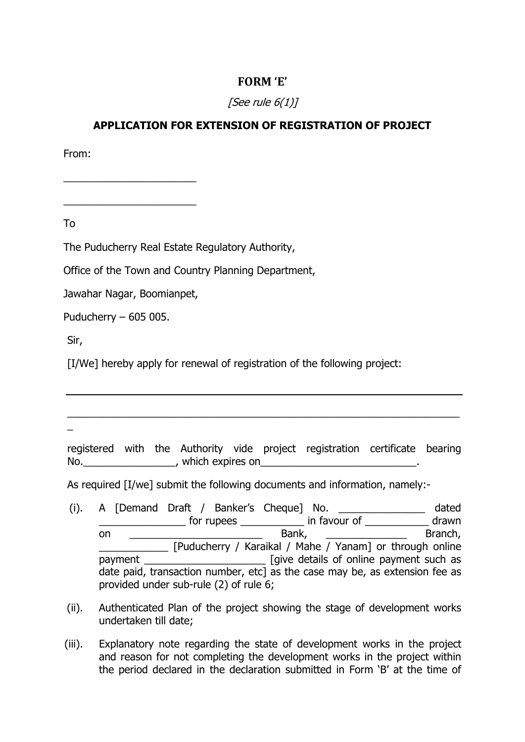# FORM 'E'

*[See rule 6(1)]*

## APPLICATION FOR EXTENSION OF REGISTRATION OF PROJECT

From:

_______________________

_______________________

To

The Puducherry Real Estate Regulatory Authority,

Office of the Town and Country Planning Department,

Jawahar Nagar, Boomianpet,

Puducherry – 605 005.

Sir,

[I/We] hereby apply for renewal of registration of the following project:

_______________________________________________________________________

_______________________________________________________________________

registered with the Authority vide project registration certificate bearing No.________________, which expires on___________________________.

As required [I/we] submit the following documents and information, namely:-

(i). A [Demand Draft / Banker's Cheque] No. _______________ dated _______________ for rupees ___________ in favour of ___________ drawn on _______________________ Bank, ______________ Branch, ____________ [Puducherry / Karaikal / Mahe / Yanam] or through online payment _____________________ [give details of online payment such as date paid, transaction number, etc] as the case may be, as extension fee as provided under sub-rule (2) of rule 6;

(ii). Authenticated Plan of the project showing the stage of development works undertaken till date;

(iii). Explanatory note regarding the state of development works in the project and reason for not completing the development works in the project within the period declared in the declaration submitted in Form 'B' at the time of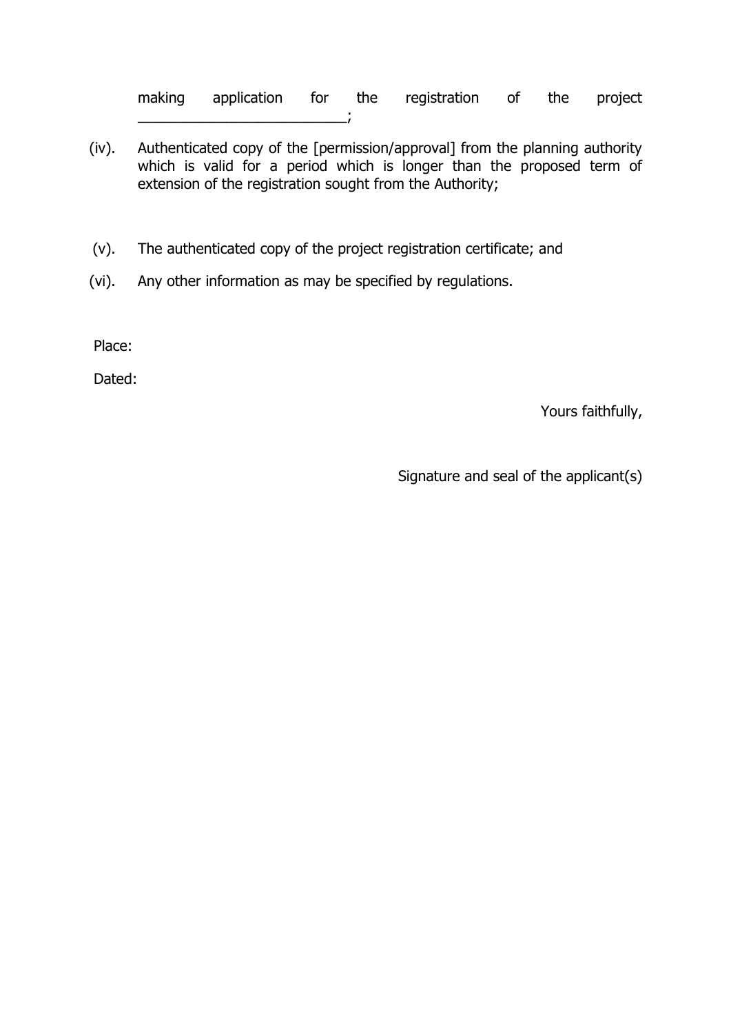making application for the registration of the project __________________________;

(iv). Authenticated copy of the [permission/approval] from the planning authority which is valid for a period which is longer than the proposed term of extension of the registration sought from the Authority;

(v). The authenticated copy of the project registration certificate; and

(vi). Any other information as may be specified by regulations.

Place:

Dated:

Yours faithfully,

Signature and seal of the applicant(s)